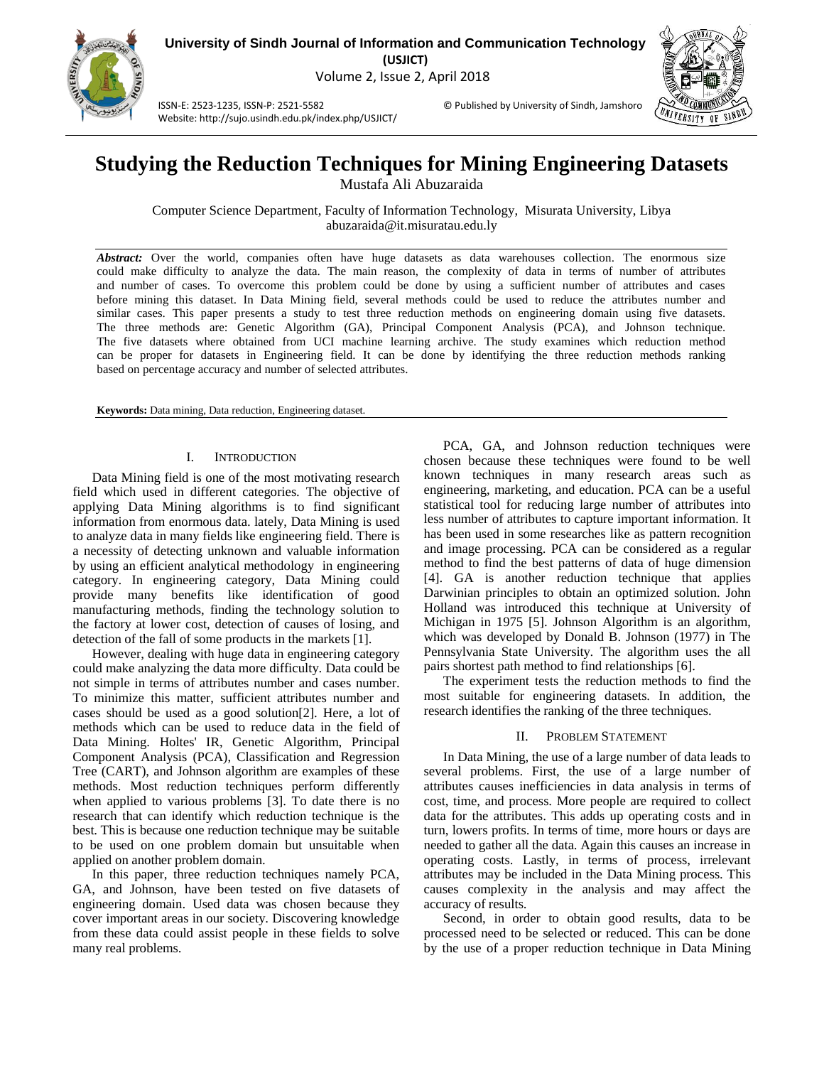# Studying the Reduction Techniques for Mining Engineering Datasets

Mustafa Ali Abuzaraida

Computer Science Department, Faculty of Information Technology, Misurata University, Libya
abuzaraida@it.misuratau.edu.ly

***Abstract:*** Over the world, companies often have huge datasets as data warehouses collection. The enormous size could make difficulty to analyze the data. The main reason, the complexity of data in terms of number of attributes and number of cases. To overcome this problem could be done by using a sufficient number of attributes and cases before mining this dataset. In Data Mining field, several methods could be used to reduce the attributes number and similar cases. This paper presents a study to test three reduction methods on engineering domain using five datasets. The three methods are: Genetic Algorithm (GA), Principal Component Analysis (PCA), and Johnson technique. The five datasets where obtained from UCI machine learning archive. The study examines which reduction method can be proper for datasets in Engineering field. It can be done by identifying the three reduction methods ranking based on percentage accuracy and number of selected attributes.

**Keywords:** Data mining, Data reduction, Engineering dataset.

## I. Introduction

Data Mining field is one of the most motivating research field which used in different categories. The objective of applying Data Mining algorithms is to find significant information from enormous data. lately, Data Mining is used to analyze data in many fields like engineering field. There is a necessity of detecting unknown and valuable information by using an efficient analytical methodology in engineering category. In engineering category, Data Mining could provide many benefits like identification of good manufacturing methods, finding the technology solution to the factory at lower cost, detection of causes of losing, and detection of the fall of some products in the markets [1].

However, dealing with huge data in engineering category could make analyzing the data more difficulty. Data could be not simple in terms of attributes number and cases number. To minimize this matter, sufficient attributes number and cases should be used as a good solution[2]. Here, a lot of methods which can be used to reduce data in the field of Data Mining. Holtes' IR, Genetic Algorithm, Principal Component Analysis (PCA), Classification and Regression Tree (CART), and Johnson algorithm are examples of these methods. Most reduction techniques perform differently when applied to various problems [3]. To date there is no research that can identify which reduction technique is the best. This is because one reduction technique may be suitable to be used on one problem domain but unsuitable when applied on another problem domain.

In this paper, three reduction techniques namely PCA, GA, and Johnson, have been tested on five datasets of engineering domain. Used data was chosen because they cover important areas in our society. Discovering knowledge from these data could assist people in these fields to solve many real problems.

PCA, GA, and Johnson reduction techniques were chosen because these techniques were found to be well known techniques in many research areas such as engineering, marketing, and education. PCA can be a useful statistical tool for reducing large number of attributes into less number of attributes to capture important information. It has been used in some researches like as pattern recognition and image processing. PCA can be considered as a regular method to find the best patterns of data of huge dimension [4]. GA is another reduction technique that applies Darwinian principles to obtain an optimized solution. John Holland was introduced this technique at University of Michigan in 1975 [5]. Johnson Algorithm is an algorithm, which was developed by Donald B. Johnson (1977) in The Pennsylvania State University. The algorithm uses the all pairs shortest path method to find relationships [6].

The experiment tests the reduction methods to find the most suitable for engineering datasets. In addition, the research identifies the ranking of the three techniques.

## II. Problem Statement

In Data Mining, the use of a large number of data leads to several problems. First, the use of a large number of attributes causes inefficiencies in data analysis in terms of cost, time, and process. More people are required to collect data for the attributes. This adds up operating costs and in turn, lowers profits. In terms of time, more hours or days are needed to gather all the data. Again this causes an increase in operating costs. Lastly, in terms of process, irrelevant attributes may be included in the Data Mining process. This causes complexity in the analysis and may affect the accuracy of results.

Second, in order to obtain good results, data to be processed need to be selected or reduced. This can be done by the use of a proper reduction technique in Data Mining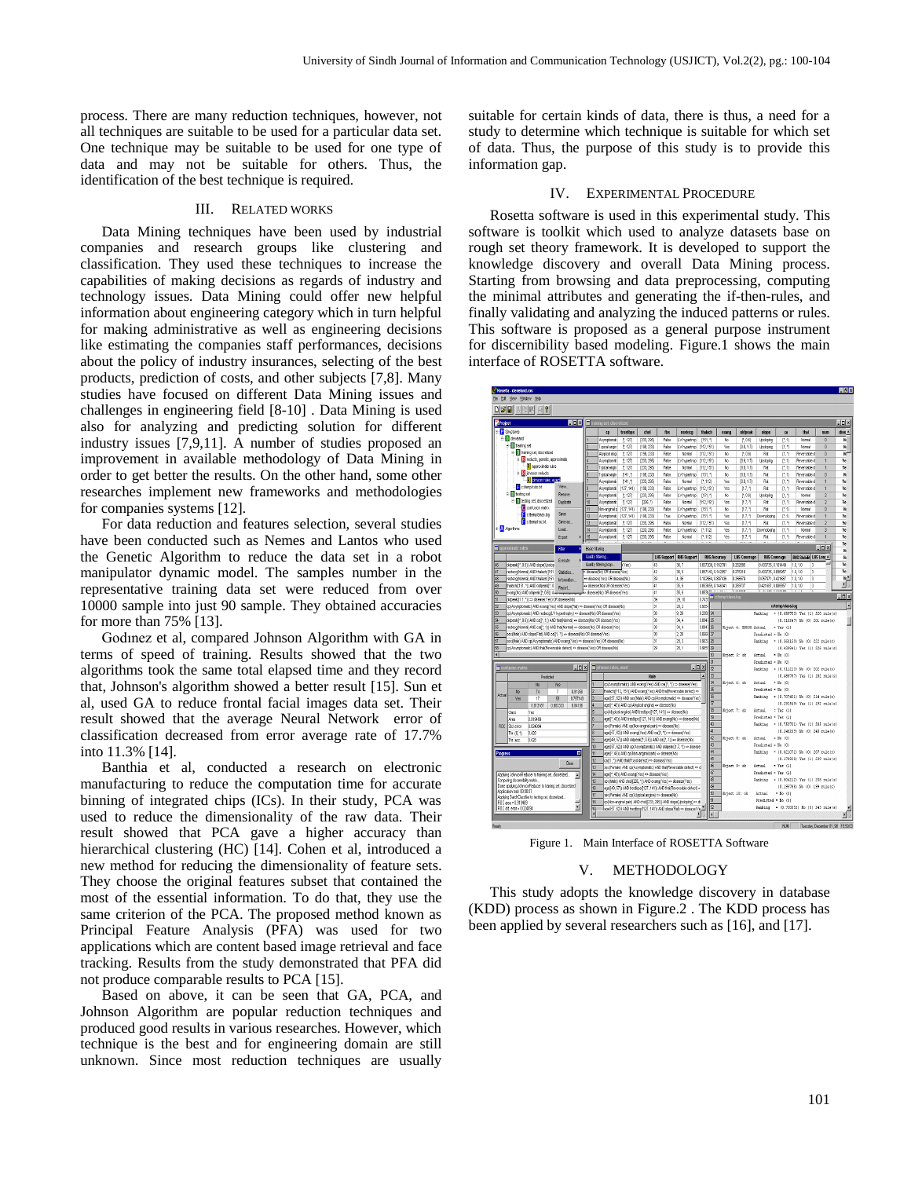process. There are many reduction techniques, however, not all techniques are suitable to be used for a particular data set. One technique may be suitable to be used for one type of data and may not be suitable for others. Thus, the identification of the best technique is required.

## III. Related Works

Data Mining techniques have been used by industrial companies and research groups like clustering and classification. They used these techniques to increase the capabilities of making decisions as regards of industry and technology issues. Data Mining could offer new helpful information about engineering category which in turn helpful for making administrative as well as engineering decisions like estimating the companies staff performances, decisions about the policy of industry insurances, selecting of the best products, prediction of costs, and other subjects [7,8]. Many studies have focused on different Data Mining issues and challenges in engineering field [8-10] . Data Mining is used also for analyzing and predicting solution for different industry issues [7,9,11]. A number of studies proposed an improvement in available methodology of Data Mining in order to get better the results. On the other hand, some other researches implement new frameworks and methodologies for companies systems [12].

For data reduction and features selection, several studies have been conducted such as Nemes and Lantos who used the Genetic Algorithm to reduce the data set in a robot manipulator dynamic model. The samples number in the representative training data set were reduced from over 10000 sample into just 90 sample. They obtained accuracies for more than 75% [13].

Godınez et al, compared Johnson Algorithm with GA in terms of speed of training. Results showed that the two algorithms took the same total elapsed time and they record that, Johnson's algorithm showed a better result [15]. Sun et al, used GA to reduce frontal facial images data set. Their result showed that the average Neural Network error of classification decreased from error average rate of 17.7% into 11.3% [14].

Banthia et al, conducted a research on electronic manufacturing to reduce the computation time for accurate binning of integrated chips (ICs). In their study, PCA was used to reduce the dimensionality of the raw data. Their result showed that PCA gave a higher accuracy than hierarchical clustering (HC) [14]. Cohen et al, introduced a new method for reducing the dimensionality of feature sets. They choose the original features subset that contained the most of the essential information. To do that, they use the same criterion of the PCA. The proposed method known as Principal Feature Analysis (PFA) was used for two applications which are content based image retrieval and face tracking. Results from the study demonstrated that PFA did not produce comparable results to PCA [15].

Based on above, it can be seen that GA, PCA, and Johnson Algorithm are popular reduction techniques and produced good results in various researches. However, which technique is the best and for engineering domain are still unknown. Since most reduction techniques are usually suitable for certain kinds of data, there is thus, a need for a study to determine which technique is suitable for which set of data. Thus, the purpose of this study is to provide this information gap.

## IV. Experimental Procedure

Rosetta software is used in this experimental study. This software is toolkit which used to analyze datasets base on rough set theory framework. It is developed to support the knowledge discovery and overall Data Mining process. Starting from browsing and data preprocessing, computing the minimal attributes and generating the if-then-rules, and finally validating and analyzing the induced patterns or rules. This software is proposed as a general purpose instrument for discernibility based modeling. Figure.1 shows the main interface of ROSETTA software.

Figure 1. Main Interface of ROSETTA Software

## V. Methodology

This study adopts the knowledge discovery in database (KDD) process as shown in Figure.2 . The KDD process has been applied by several researchers such as [16], and [17].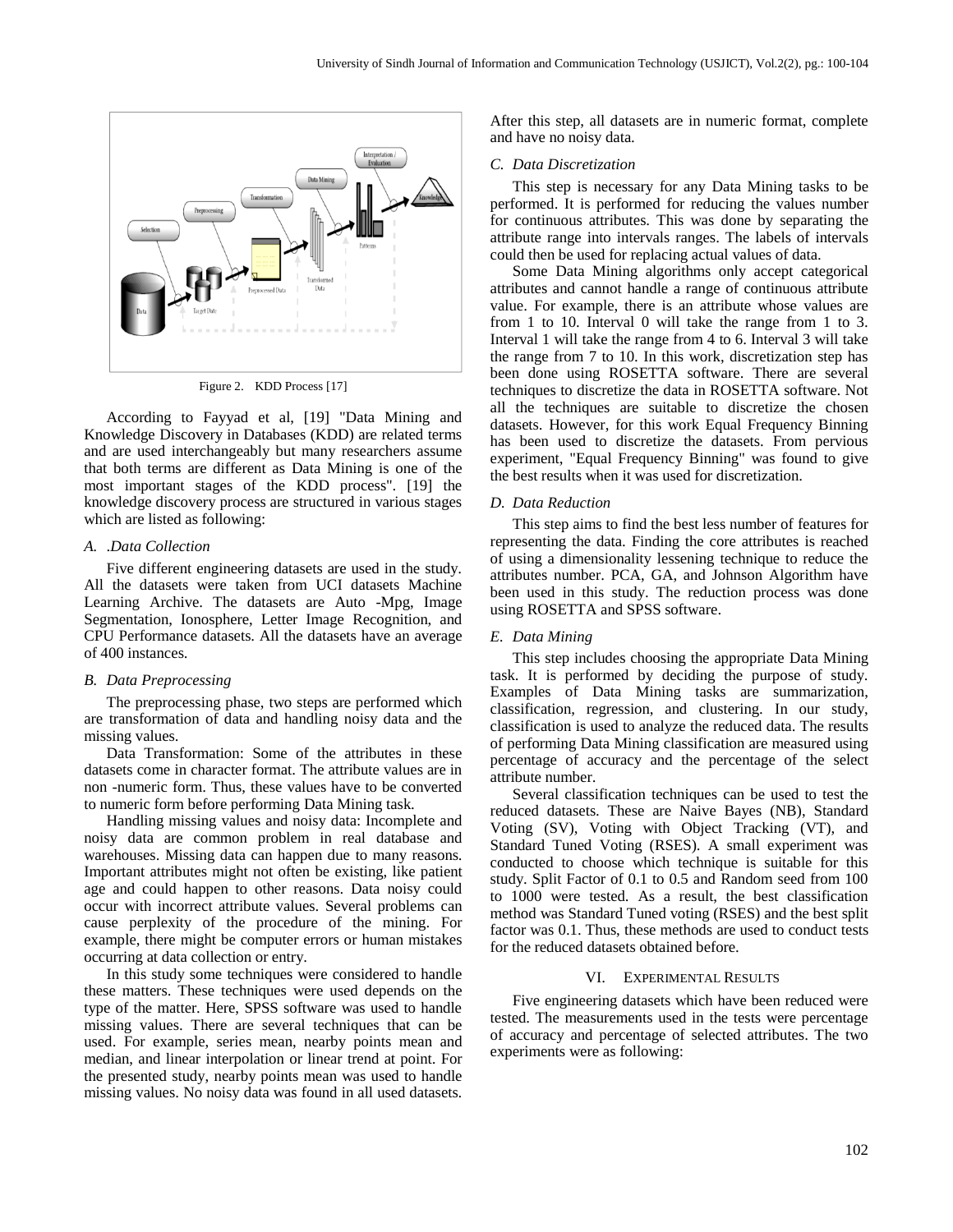Figure 2. KDD Process [17]

According to Fayyad et al, [19] "Data Mining and Knowledge Discovery in Databases (KDD) are related terms and are used interchangeably but many researchers assume that both terms are different as Data Mining is one of the most important stages of the KDD process". [19] the knowledge discovery process are structured in various stages which are listed as following:

### *A. .Data Collection*

Five different engineering datasets are used in the study. All the datasets were taken from UCI datasets Machine Learning Archive. The datasets are Auto -Mpg, Image Segmentation, Ionosphere, Letter Image Recognition, and CPU Performance datasets. All the datasets have an average of 400 instances.

### *B. Data Preprocessing*

The preprocessing phase, two steps are performed which are transformation of data and handling noisy data and the missing values.

Data Transformation: Some of the attributes in these datasets come in character format. The attribute values are in non -numeric form. Thus, these values have to be converted to numeric form before performing Data Mining task.

Handling missing values and noisy data: Incomplete and noisy data are common problem in real database and warehouses. Missing data can happen due to many reasons. Important attributes might not often be existing, like patient age and could happen to other reasons. Data noisy could occur with incorrect attribute values. Several problems can cause perplexity of the procedure of the mining. For example, there might be computer errors or human mistakes occurring at data collection or entry.

In this study some techniques were considered to handle these matters. These techniques were used depends on the type of the matter. Here, SPSS software was used to handle missing values. There are several techniques that can be used. For example, series mean, nearby points mean and median, and linear interpolation or linear trend at point. For the presented study, nearby points mean was used to handle missing values. No noisy data was found in all used datasets. After this step, all datasets are in numeric format, complete and have no noisy data.

### *C. Data Discretization*

This step is necessary for any Data Mining tasks to be performed. It is performed for reducing the values number for continuous attributes. This was done by separating the attribute range into intervals ranges. The labels of intervals could then be used for replacing actual values of data.

Some Data Mining algorithms only accept categorical attributes and cannot handle a range of continuous attribute value. For example, there is an attribute whose values are from 1 to 10. Interval 0 will take the range from 1 to 3. Interval 1 will take the range from 4 to 6. Interval 3 will take the range from 7 to 10. In this work, discretization step has been done using ROSETTA software. There are several techniques to discretize the data in ROSETTA software. Not all the techniques are suitable to discretize the chosen datasets. However, for this work Equal Frequency Binning has been used to discretize the datasets. From pervious experiment, "Equal Frequency Binning" was found to give the best results when it was used for discretization.

### *D. Data Reduction*

This step aims to find the best less number of features for representing the data. Finding the core attributes is reached of using a dimensionality lessening technique to reduce the attributes number. PCA, GA, and Johnson Algorithm have been used in this study. The reduction process was done using ROSETTA and SPSS software.

### *E. Data Mining*

This step includes choosing the appropriate Data Mining task. It is performed by deciding the purpose of study. Examples of Data Mining tasks are summarization, classification, regression, and clustering. In our study, classification is used to analyze the reduced data. The results of performing Data Mining classification are measured using percentage of accuracy and the percentage of the select attribute number.

Several classification techniques can be used to test the reduced datasets. These are Naive Bayes (NB), Standard Voting (SV), Voting with Object Tracking (VT), and Standard Tuned Voting (RSES). A small experiment was conducted to choose which technique is suitable for this study. Split Factor of 0.1 to 0.5 and Random seed from 100 to 1000 were tested. As a result, the best classification method was Standard Tuned voting (RSES) and the best split factor was 0.1. Thus, these methods are used to conduct tests for the reduced datasets obtained before.

## VI. Experimental Results

Five engineering datasets which have been reduced were tested. The measurements used in the tests were percentage of accuracy and percentage of selected attributes. The two experiments were as following: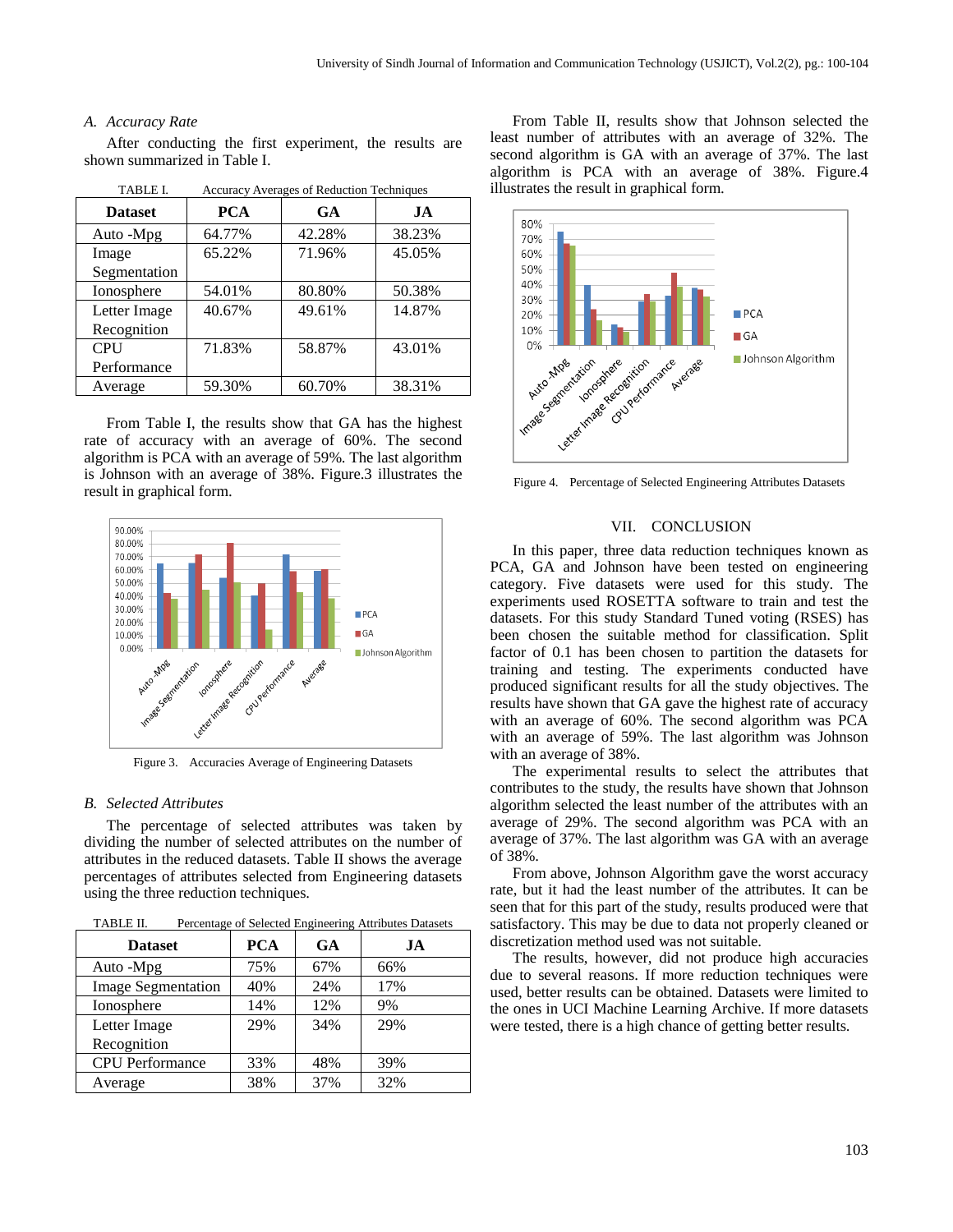### A. Accuracy Rate

After conducting the first experiment, the results are shown summarized in Table I.

TABLE I. Accuracy Averages of Reduction Techniques

| Dataset | PCA | GA | JA |
|---|---|---|---|
| Auto -Mpg | 64.77% | 42.28% | 38.23% |
| Image Segmentation | 65.22% | 71.96% | 45.05% |
| Ionosphere | 54.01% | 80.80% | 50.38% |
| Letter Image Recognition | 40.67% | 49.61% | 14.87% |
| CPU Performance | 71.83% | 58.87% | 43.01% |
| Average | 59.30% | 60.70% | 38.31% |

From Table I, the results show that GA has the highest rate of accuracy with an average of 60%. The second algorithm is PCA with an average of 59%. The last algorithm is Johnson with an average of 38%. Figure.3 illustrates the result in graphical form.

Figure 3. Accuracies Average of Engineering Datasets

### B. Selected Attributes

The percentage of selected attributes was taken by dividing the number of selected attributes on the number of attributes in the reduced datasets. Table II shows the average percentages of attributes selected from Engineering datasets using the three reduction techniques.

TABLE II. Percentage of Selected Engineering Attributes Datasets

| Dataset | PCA | GA | JA |
|---|---|---|---|
| Auto -Mpg | 75% | 67% | 66% |
| Image Segmentation | 40% | 24% | 17% |
| Ionosphere | 14% | 12% | 9% |
| Letter Image Recognition | 29% | 34% | 29% |
| CPU Performance | 33% | 48% | 39% |
| Average | 38% | 37% | 32% |

From Table II, results show that Johnson selected the least number of attributes with an average of 32%. The second algorithm is GA with an average of 37%. The last algorithm is PCA with an average of 38%. Figure.4 illustrates the result in graphical form.

Figure 4. Percentage of Selected Engineering Attributes Datasets

## VII. CONCLUSION

In this paper, three data reduction techniques known as PCA, GA and Johnson have been tested on engineering category. Five datasets were used for this study. The experiments used ROSETTA software to train and test the datasets. For this study Standard Tuned voting (RSES) has been chosen the suitable method for classification. Split factor of 0.1 has been chosen to partition the datasets for training and testing. The experiments conducted have produced significant results for all the study objectives. The results have shown that GA gave the highest rate of accuracy with an average of 60%. The second algorithm was PCA with an average of 59%. The last algorithm was Johnson with an average of 38%.

The experimental results to select the attributes that contributes to the study, the results have shown that Johnson algorithm selected the least number of the attributes with an average of 29%. The second algorithm was PCA with an average of 37%. The last algorithm was GA with an average of 38%.

From above, Johnson Algorithm gave the worst accuracy rate, but it had the least number of the attributes. It can be seen that for this part of the study, results produced were that satisfactory. This may be due to data not properly cleaned or discretization method used was not suitable.

The results, however, did not produce high accuracies due to several reasons. If more reduction techniques were used, better results can be obtained. Datasets were limited to the ones in UCI Machine Learning Archive. If more datasets were tested, there is a high chance of getting better results.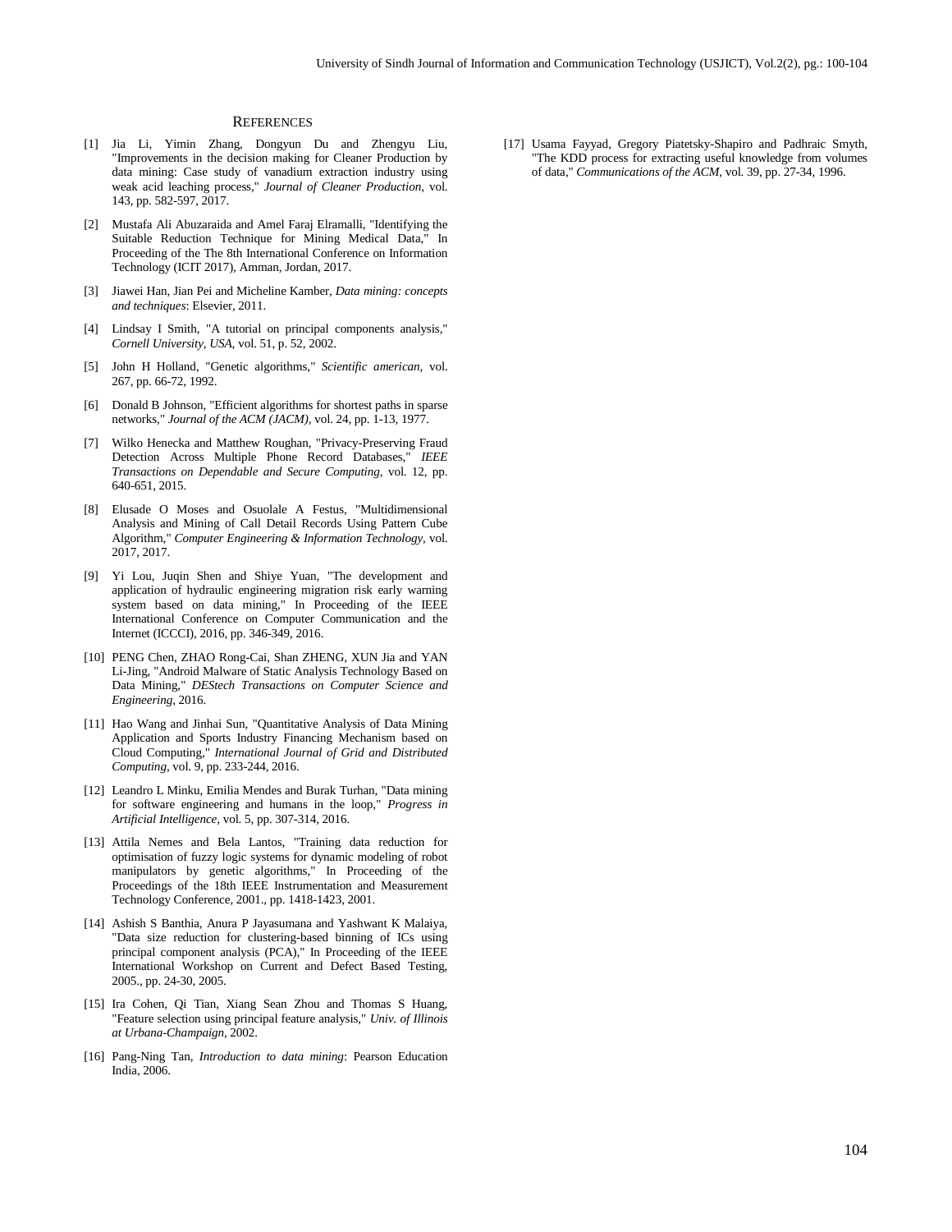## References

[1] Jia Li, Yimin Zhang, Dongyun Du and Zhengyu Liu, "Improvements in the decision making for Cleaner Production by data mining: Case study of vanadium extraction industry using weak acid leaching process," *Journal of Cleaner Production*, vol. 143, pp. 582-597, 2017.

[2] Mustafa Ali Abuzaraida and Amel Faraj Elramalli, "Identifying the Suitable Reduction Technique for Mining Medical Data," In Proceeding of the The 8th International Conference on Information Technology (ICIT 2017), Amman, Jordan, 2017.

[3] Jiawei Han, Jian Pei and Micheline Kamber, *Data mining: concepts and techniques*: Elsevier, 2011.

[4] Lindsay I Smith, "A tutorial on principal components analysis," *Cornell University, USA*, vol. 51, p. 52, 2002.

[5] John H Holland, "Genetic algorithms," *Scientific american*, vol. 267, pp. 66-72, 1992.

[6] Donald B Johnson, "Efficient algorithms for shortest paths in sparse networks," *Journal of the ACM (JACM)*, vol. 24, pp. 1-13, 1977.

[7] Wilko Henecka and Matthew Roughan, "Privacy-Preserving Fraud Detection Across Multiple Phone Record Databases," *IEEE Transactions on Dependable and Secure Computing*, vol. 12, pp. 640-651, 2015.

[8] Elusade O Moses and Osuolale A Festus, "Multidimensional Analysis and Mining of Call Detail Records Using Pattern Cube Algorithm," *Computer Engineering & Information Technology*, vol. 2017, 2017.

[9] Yi Lou, Juqin Shen and Shiye Yuan, "The development and application of hydraulic engineering migration risk early warning system based on data mining," In Proceeding of the IEEE International Conference on Computer Communication and the Internet (ICCCI), 2016, pp. 346-349, 2016.

[10] PENG Chen, ZHAO Rong-Cai, Shan ZHENG, XUN Jia and YAN Li-Jing, "Android Malware of Static Analysis Technology Based on Data Mining," *DEStech Transactions on Computer Science and Engineering*, 2016.

[11] Hao Wang and Jinhai Sun, "Quantitative Analysis of Data Mining Application and Sports Industry Financing Mechanism based on Cloud Computing," *International Journal of Grid and Distributed Computing*, vol. 9, pp. 233-244, 2016.

[12] Leandro L Minku, Emilia Mendes and Burak Turhan, "Data mining for software engineering and humans in the loop," *Progress in Artificial Intelligence*, vol. 5, pp. 307-314, 2016.

[13] Attila Nemes and Bela Lantos, "Training data reduction for optimisation of fuzzy logic systems for dynamic modeling of robot manipulators by genetic algorithms," In Proceeding of the Proceedings of the 18th IEEE Instrumentation and Measurement Technology Conference, 2001., pp. 1418-1423, 2001.

[14] Ashish S Banthia, Anura P Jayasumana and Yashwant K Malaiya, "Data size reduction for clustering-based binning of ICs using principal component analysis (PCA)," In Proceeding of the IEEE International Workshop on Current and Defect Based Testing, 2005., pp. 24-30, 2005.

[15] Ira Cohen, Qi Tian, Xiang Sean Zhou and Thomas S Huang, "Feature selection using principal feature analysis," *Univ. of Illinois at Urbana-Champaign*, 2002.

[16] Pang-Ning Tan, *Introduction to data mining*: Pearson Education India, 2006.

[17] Usama Fayyad, Gregory Piatetsky-Shapiro and Padhraic Smyth, "The KDD process for extracting useful knowledge from volumes of data," *Communications of the ACM*, vol. 39, pp. 27-34, 1996.